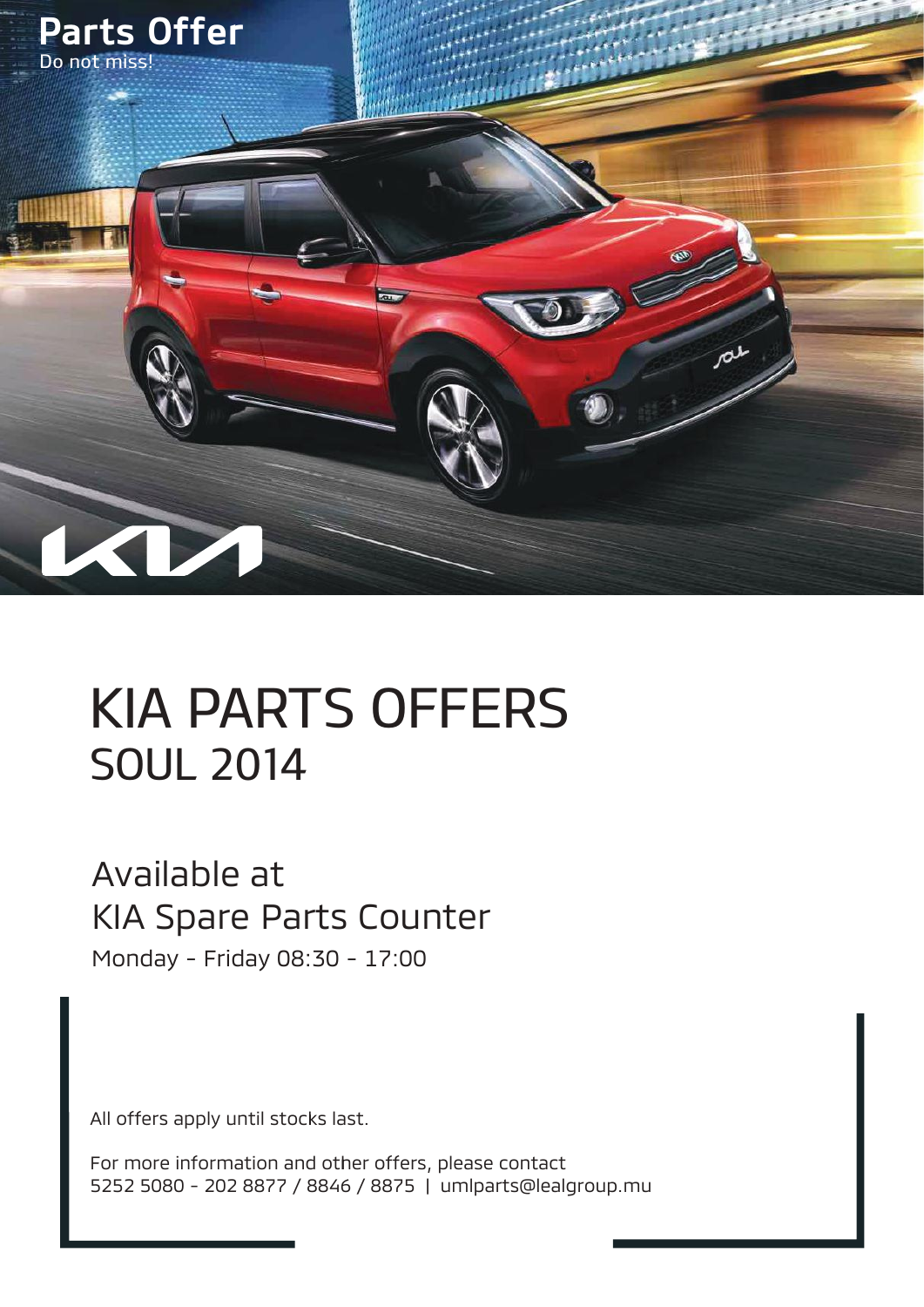**Parts Offer**

Do not miss!

# KIA PARTS OFFERS

## SOUL 2014

Available at

KIA Spare Parts Counter

Monday - Friday 08:30 - 17:00

All offers apply until stocks last.

For more information and other offers, please contact
5252 5080 - 202 8877 / 8846 / 8875 | umlparts@lealgroup.mu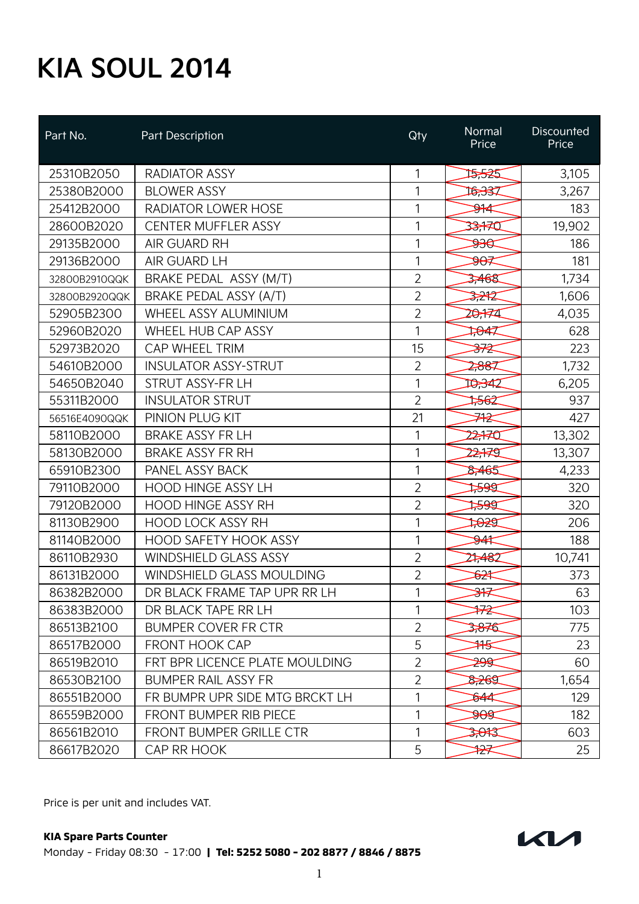# KIA SOUL 2014

| Part No. | Part Description | Qty | Normal Price | Discounted Price |
|---|---|---|---|---|
| 25310B2050 | RADIATOR ASSY | 1 | ~~15,525~~ | 3,105 |
| 25380B2000 | BLOWER ASSY | 1 | ~~16,337~~ | 3,267 |
| 25412B2000 | RADIATOR LOWER HOSE | 1 | ~~914~~ | 183 |
| 28600B2020 | CENTER MUFFLER ASSY | 1 | ~~33,170~~ | 19,902 |
| 29135B2000 | AIR GUARD RH | 1 | ~~930~~ | 186 |
| 29136B2000 | AIR GUARD LH | 1 | ~~907~~ | 181 |
| 32800B2910QQK | BRAKE PEDAL ASSY (M/T) | 2 | ~~3,468~~ | 1,734 |
| 32800B2920QQK | BRAKE PEDAL ASSY (A/T) | 2 | ~~3,212~~ | 1,606 |
| 52905B2300 | WHEEL ASSY ALUMINIUM | 2 | ~~20,174~~ | 4,035 |
| 52960B2020 | WHEEL HUB CAP ASSY | 1 | ~~1,047~~ | 628 |
| 52973B2020 | CAP WHEEL TRIM | 15 | ~~372~~ | 223 |
| 54610B2000 | INSULATOR ASSY-STRUT | 2 | ~~2,887~~ | 1,732 |
| 54650B2040 | STRUT ASSY-FR LH | 1 | ~~10,342~~ | 6,205 |
| 55311B2000 | INSULATOR STRUT | 2 | ~~1,562~~ | 937 |
| 56516E4090QQK | PINION PLUG KIT | 21 | ~~712~~ | 427 |
| 58110B2000 | BRAKE ASSY FR LH | 1 | ~~22,170~~ | 13,302 |
| 58130B2000 | BRAKE ASSY FR RH | 1 | ~~22,179~~ | 13,307 |
| 65910B2300 | PANEL ASSY BACK | 1 | ~~8,465~~ | 4,233 |
| 79110B2000 | HOOD HINGE ASSY LH | 2 | ~~1,599~~ | 320 |
| 79120B2000 | HOOD HINGE ASSY RH | 2 | ~~1,599~~ | 320 |
| 81130B2900 | HOOD LOCK ASSY RH | 1 | ~~1,029~~ | 206 |
| 81140B2000 | HOOD SAFETY HOOK ASSY | 1 | ~~941~~ | 188 |
| 86110B2930 | WINDSHIELD GLASS ASSY | 2 | ~~21,482~~ | 10,741 |
| 86131B2000 | WINDSHIELD GLASS MOULDING | 2 | ~~621~~ | 373 |
| 86382B2000 | DR BLACK FRAME TAP UPR RR LH | 1 | ~~317~~ | 63 |
| 86383B2000 | DR BLACK TAPE RR LH | 1 | ~~172~~ | 103 |
| 86513B2100 | BUMPER COVER FR CTR | 2 | ~~3,876~~ | 775 |
| 86517B2000 | FRONT HOOK CAP | 5 | ~~115~~ | 23 |
| 86519B2010 | FRT BPR LICENCE PLATE MOULDING | 2 | ~~299~~ | 60 |
| 86530B2100 | BUMPER RAIL ASSY FR | 2 | ~~8,269~~ | 1,654 |
| 86551B2000 | FR BUMPR UPR SIDE MTG BRCKT LH | 1 | ~~644~~ | 129 |
| 86559B2000 | FRONT BUMPER RIB PIECE | 1 | ~~909~~ | 182 |
| 86561B2010 | FRONT BUMPER GRILLE CTR | 1 | ~~3,013~~ | 603 |
| 86617B2020 | CAP RR HOOK | 5 | ~~127~~ | 25 |

Price is per unit and includes VAT.

**KIA Spare Parts Counter**
Monday - Friday 08:30 - 17:00 | **Tel: 5252 5080 - 202 8877 / 8846 / 8875**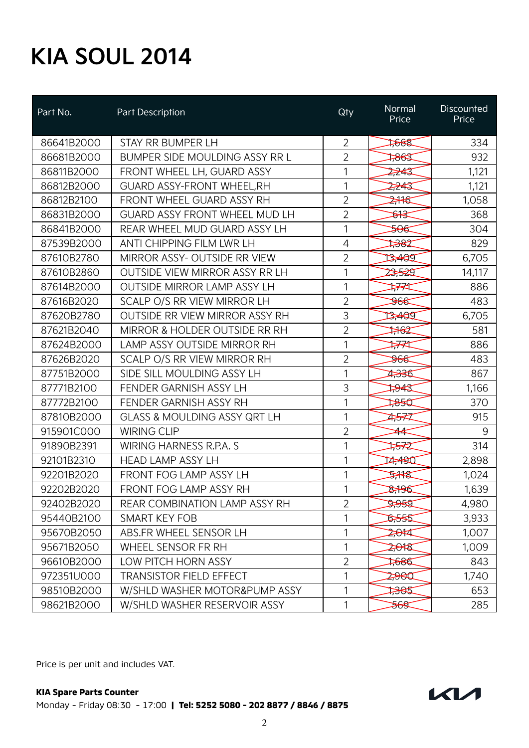# KIA SOUL 2014

| Part No. | Part Description | Qty | Normal Price | Discounted Price |
|---|---|---|---|---|
| 86641B2000 | STAY RR BUMPER LH | 2 | ~~1,668~~ | 334 |
| 86681B2000 | BUMPER SIDE MOULDING ASSY RR L | 2 | ~~1,863~~ | 932 |
| 86811B2000 | FRONT WHEEL LH, GUARD ASSY | 1 | ~~2,243~~ | 1,121 |
| 86812B2000 | GUARD ASSY-FRONT WHEEL,RH | 1 | ~~2,243~~ | 1,121 |
| 86812B2100 | FRONT WHEEL GUARD ASSY RH | 2 | ~~2,116~~ | 1,058 |
| 86831B2000 | GUARD ASSY FRONT WHEEL MUD LH | 2 | ~~613~~ | 368 |
| 86841B2000 | REAR WHEEL MUD GUARD ASSY LH | 1 | ~~506~~ | 304 |
| 87539B2000 | ANTI CHIPPING FILM LWR LH | 4 | ~~1,382~~ | 829 |
| 87610B2780 | MIRROR ASSY- OUTSIDE RR VIEW | 2 | ~~13,409~~ | 6,705 |
| 87610B2860 | OUTSIDE VIEW MIRROR ASSY RR LH | 1 | ~~23,529~~ | 14,117 |
| 87614B2000 | OUTSIDE MIRROR LAMP ASSY LH | 1 | ~~1,771~~ | 886 |
| 87616B2020 | SCALP O/S RR VIEW MIRROR LH | 2 | ~~966~~ | 483 |
| 87620B2780 | OUTSIDE RR VIEW MIRROR ASSY RH | 3 | ~~13,409~~ | 6,705 |
| 87621B2040 | MIRROR & HOLDER OUTSIDE RR RH | 2 | ~~1,162~~ | 581 |
| 87624B2000 | LAMP ASSY OUTSIDE MIRROR RH | 1 | ~~1,771~~ | 886 |
| 87626B2020 | SCALP O/S RR VIEW MIRROR RH | 2 | ~~966~~ | 483 |
| 87751B2000 | SIDE SILL MOULDING ASSY LH | 1 | ~~4,336~~ | 867 |
| 87771B2100 | FENDER GARNISH ASSY LH | 3 | ~~1,943~~ | 1,166 |
| 87772B2100 | FENDER GARNISH ASSY RH | 1 | ~~1,850~~ | 370 |
| 87810B2000 | GLASS & MOULDING ASSY QRT LH | 1 | ~~4,577~~ | 915 |
| 915901C000 | WIRING CLIP | 2 | ~~44~~ | 9 |
| 91890B2391 | WIRING HARNESS R.P.A. S | 1 | ~~1,572~~ | 314 |
| 92101B2310 | HEAD LAMP ASSY LH | 1 | ~~14,490~~ | 2,898 |
| 92201B2020 | FRONT FOG LAMP ASSY LH | 1 | ~~5,118~~ | 1,024 |
| 92202B2020 | FRONT FOG LAMP ASSY RH | 1 | ~~8,196~~ | 1,639 |
| 92402B2020 | REAR COMBINATION LAMP ASSY RH | 2 | ~~9,959~~ | 4,980 |
| 95440B2100 | SMART KEY FOB | 1 | ~~6,555~~ | 3,933 |
| 95670B2050 | ABS.FR WHEEL SENSOR LH | 1 | ~~2,014~~ | 1,007 |
| 95671B2050 | WHEEL SENSOR FR RH | 1 | ~~2,018~~ | 1,009 |
| 96610B2000 | LOW PITCH HORN ASSY | 2 | ~~1,686~~ | 843 |
| 972351U000 | TRANSISTOR FIELD EFFECT | 1 | ~~2,900~~ | 1,740 |
| 98510B2000 | W/SHLD WASHER MOTOR&PUMP ASSY | 1 | ~~1,305~~ | 653 |
| 98621B2000 | W/SHLD WASHER RESERVOIR ASSY | 1 | ~~569~~ | 285 |

Price is per unit and includes VAT.

**KIA Spare Parts Counter**
Monday - Friday 08:30 - 17:00 **| Tel: 5252 5080 - 202 8877 / 8846 / 8875**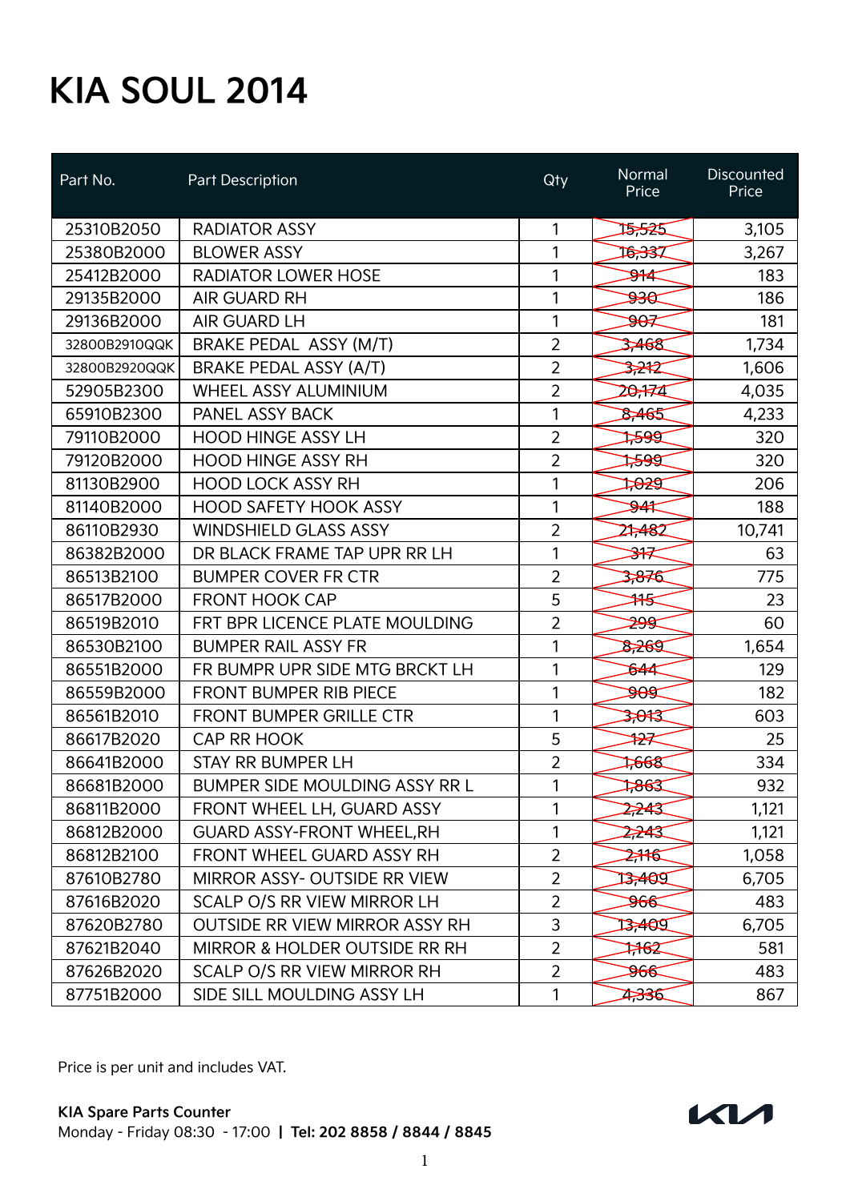# KIA SOUL 2014

| Part No. | Part Description | Qty | Normal Price | Discounted Price |
|---|---|---|---|---|
| 25310B2050 | RADIATOR ASSY | 1 | ~~15,525~~ | 3,105 |
| 25380B2000 | BLOWER ASSY | 1 | ~~16,337~~ | 3,267 |
| 25412B2000 | RADIATOR LOWER HOSE | 1 | ~~914~~ | 183 |
| 29135B2000 | AIR GUARD RH | 1 | ~~930~~ | 186 |
| 29136B2000 | AIR GUARD LH | 1 | ~~907~~ | 181 |
| 32800B2910QQK | BRAKE PEDAL ASSY (M/T) | 2 | ~~3,468~~ | 1,734 |
| 32800B2920QQK | BRAKE PEDAL ASSY (A/T) | 2 | ~~3,212~~ | 1,606 |
| 52905B2300 | WHEEL ASSY ALUMINIUM | 2 | ~~20,174~~ | 4,035 |
| 65910B2300 | PANEL ASSY BACK | 1 | ~~8,465~~ | 4,233 |
| 79110B2000 | HOOD HINGE ASSY LH | 2 | ~~1,599~~ | 320 |
| 79120B2000 | HOOD HINGE ASSY RH | 2 | ~~1,599~~ | 320 |
| 81130B2900 | HOOD LOCK ASSY RH | 1 | ~~1,029~~ | 206 |
| 81140B2000 | HOOD SAFETY HOOK ASSY | 1 | ~~941~~ | 188 |
| 86110B2930 | WINDSHIELD GLASS ASSY | 2 | ~~21,482~~ | 10,741 |
| 86382B2000 | DR BLACK FRAME TAP UPR RR LH | 1 | ~~317~~ | 63 |
| 86513B2100 | BUMPER COVER FR CTR | 2 | ~~3,876~~ | 775 |
| 86517B2000 | FRONT HOOK CAP | 5 | ~~115~~ | 23 |
| 86519B2010 | FRT BPR LICENCE PLATE MOULDING | 2 | ~~299~~ | 60 |
| 86530B2100 | BUMPER RAIL ASSY FR | 1 | ~~8,269~~ | 1,654 |
| 86551B2000 | FR BUMPR UPR SIDE MTG BRCKT LH | 1 | ~~644~~ | 129 |
| 86559B2000 | FRONT BUMPER RIB PIECE | 1 | ~~909~~ | 182 |
| 86561B2010 | FRONT BUMPER GRILLE CTR | 1 | ~~3,013~~ | 603 |
| 86617B2020 | CAP RR HOOK | 5 | ~~127~~ | 25 |
| 86641B2000 | STAY RR BUMPER LH | 2 | ~~1,668~~ | 334 |
| 86681B2000 | BUMPER SIDE MOULDING ASSY RR L | 1 | ~~1,863~~ | 932 |
| 86811B2000 | FRONT WHEEL LH, GUARD ASSY | 1 | ~~2,243~~ | 1,121 |
| 86812B2000 | GUARD ASSY-FRONT WHEEL,RH | 1 | ~~2,243~~ | 1,121 |
| 86812B2100 | FRONT WHEEL GUARD ASSY RH | 2 | ~~2,116~~ | 1,058 |
| 87610B2780 | MIRROR ASSY- OUTSIDE RR VIEW | 2 | ~~13,409~~ | 6,705 |
| 87616B2020 | SCALP O/S RR VIEW MIRROR LH | 2 | ~~966~~ | 483 |
| 87620B2780 | OUTSIDE RR VIEW MIRROR ASSY RH | 3 | ~~13,409~~ | 6,705 |
| 87621B2040 | MIRROR & HOLDER OUTSIDE RR RH | 2 | ~~1,162~~ | 581 |
| 87626B2020 | SCALP O/S RR VIEW MIRROR RH | 2 | ~~966~~ | 483 |
| 87751B2000 | SIDE SILL MOULDING ASSY LH | 1 | ~~4,336~~ | 867 |

Price is per unit and includes VAT.

**KIA Spare Parts Counter**
Monday - Friday 08:30 - 17:00 | **Tel: 202 8858 / 8844 / 8845**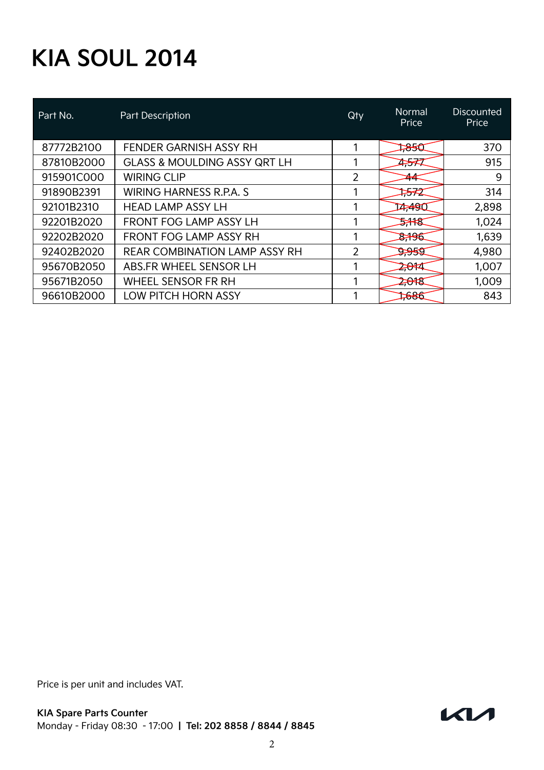# KIA SOUL 2014

| Part No. | Part Description | Qty | Normal Price | Discounted Price |
|---|---|---|---|---|
| 87772B2100 | FENDER GARNISH ASSY RH | 1 | ~~1,850~~ | 370 |
| 87810B2000 | GLASS & MOULDING ASSY QRT LH | 1 | ~~4,577~~ | 915 |
| 915901C000 | WIRING CLIP | 2 | ~~44~~ | 9 |
| 91890B2391 | WIRING HARNESS R.P.A. S | 1 | ~~1,572~~ | 314 |
| 92101B2310 | HEAD LAMP ASSY LH | 1 | ~~14,490~~ | 2,898 |
| 92201B2020 | FRONT FOG LAMP ASSY LH | 1 | ~~5,118~~ | 1,024 |
| 92202B2020 | FRONT FOG LAMP ASSY RH | 1 | ~~8,196~~ | 1,639 |
| 92402B2020 | REAR COMBINATION LAMP ASSY RH | 2 | ~~9,959~~ | 4,980 |
| 95670B2050 | ABS.FR WHEEL SENSOR LH | 1 | ~~2,014~~ | 1,007 |
| 95671B2050 | WHEEL SENSOR FR RH | 1 | ~~2,018~~ | 1,009 |
| 96610B2000 | LOW PITCH HORN ASSY | 1 | ~~1,686~~ | 843 |

Price is per unit and includes VAT.

**KIA Spare Parts Counter**
Monday - Friday 08:30 - 17:00 **| Tel: 202 8858 / 8844 / 8845**